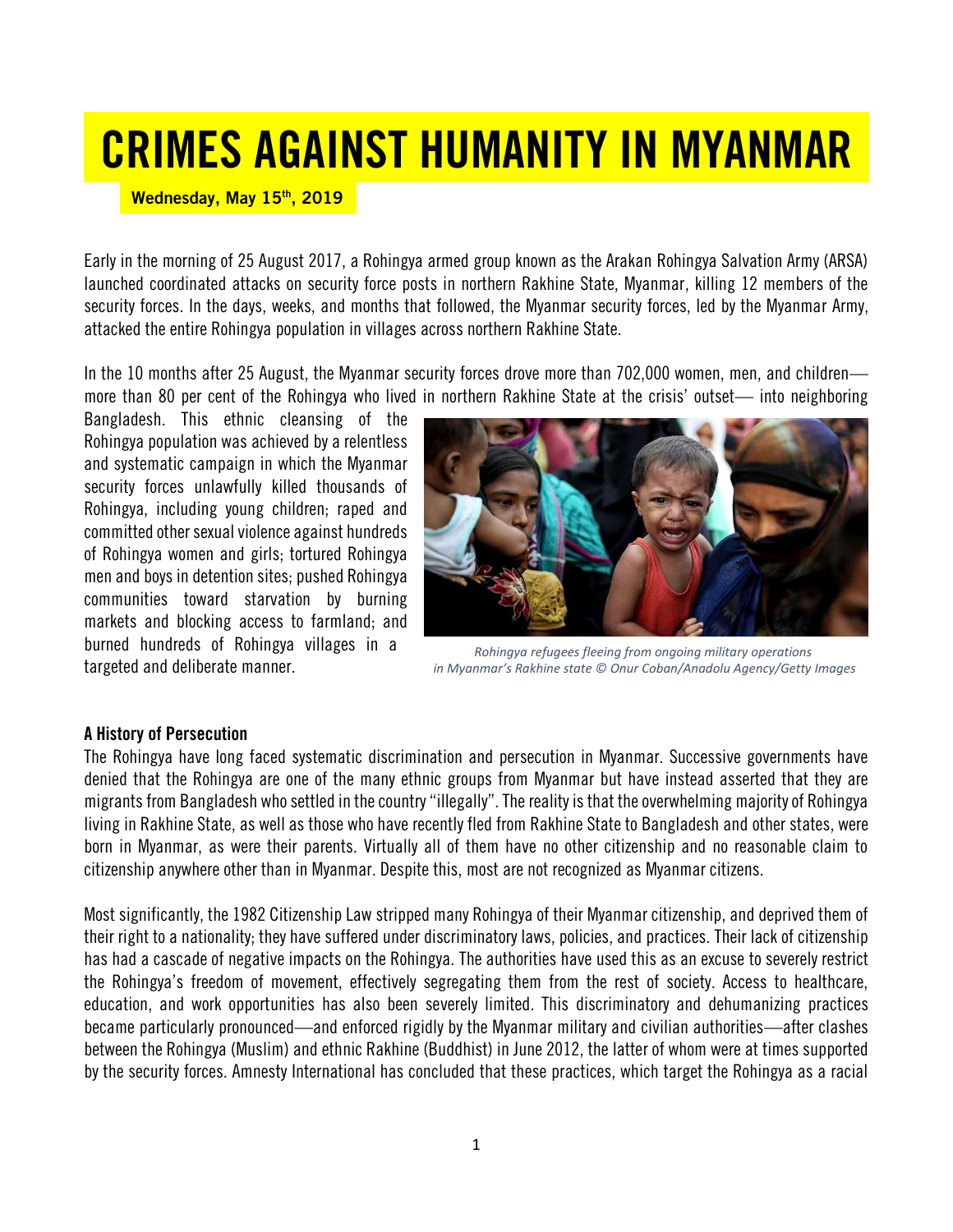# CRIMES AGAINST HUMANITY IN MYANMAR

**Wednesday, May 15th, 2019**

Early in the morning of 25 August 2017, a Rohingya armed group known as the Arakan Rohingya Salvation Army (ARSA) launched coordinated attacks on security force posts in northern Rakhine State, Myanmar, killing 12 members of the security forces. In the days, weeks, and months that followed, the Myanmar security forces, led by the Myanmar Army, attacked the entire Rohingya population in villages across northern Rakhine State.

In the 10 months after 25 August, the Myanmar security forces drove more than 702,000 women, men, and children—more than 80 per cent of the Rohingya who lived in northern Rakhine State at the crisis' outset— into neighboring Bangladesh. This ethnic cleansing of the Rohingya population was achieved by a relentless and systematic campaign in which the Myanmar security forces unlawfully killed thousands of Rohingya, including young children; raped and committed other sexual violence against hundreds of Rohingya women and girls; tortured Rohingya men and boys in detention sites; pushed Rohingya communities toward starvation by burning markets and blocking access to farmland; and burned hundreds of Rohingya villages in a targeted and deliberate manner.

*Rohingya refugees fleeing from ongoing military operations in Myanmar's Rakhine state © Onur Coban/Anadolu Agency/Getty Images*

### A History of Persecution

The Rohingya have long faced systematic discrimination and persecution in Myanmar. Successive governments have denied that the Rohingya are one of the many ethnic groups from Myanmar but have instead asserted that they are migrants from Bangladesh who settled in the country "illegally". The reality is that the overwhelming majority of Rohingya living in Rakhine State, as well as those who have recently fled from Rakhine State to Bangladesh and other states, were born in Myanmar, as were their parents. Virtually all of them have no other citizenship and no reasonable claim to citizenship anywhere other than in Myanmar. Despite this, most are not recognized as Myanmar citizens.

Most significantly, the 1982 Citizenship Law stripped many Rohingya of their Myanmar citizenship, and deprived them of their right to a nationality; they have suffered under discriminatory laws, policies, and practices. Their lack of citizenship has had a cascade of negative impacts on the Rohingya. The authorities have used this as an excuse to severely restrict the Rohingya's freedom of movement, effectively segregating them from the rest of society. Access to healthcare, education, and work opportunities has also been severely limited. This discriminatory and dehumanizing practices became particularly pronounced—and enforced rigidly by the Myanmar military and civilian authorities—after clashes between the Rohingya (Muslim) and ethnic Rakhine (Buddhist) in June 2012, the latter of whom were at times supported by the security forces. Amnesty International has concluded that these practices, which target the Rohingya as a racial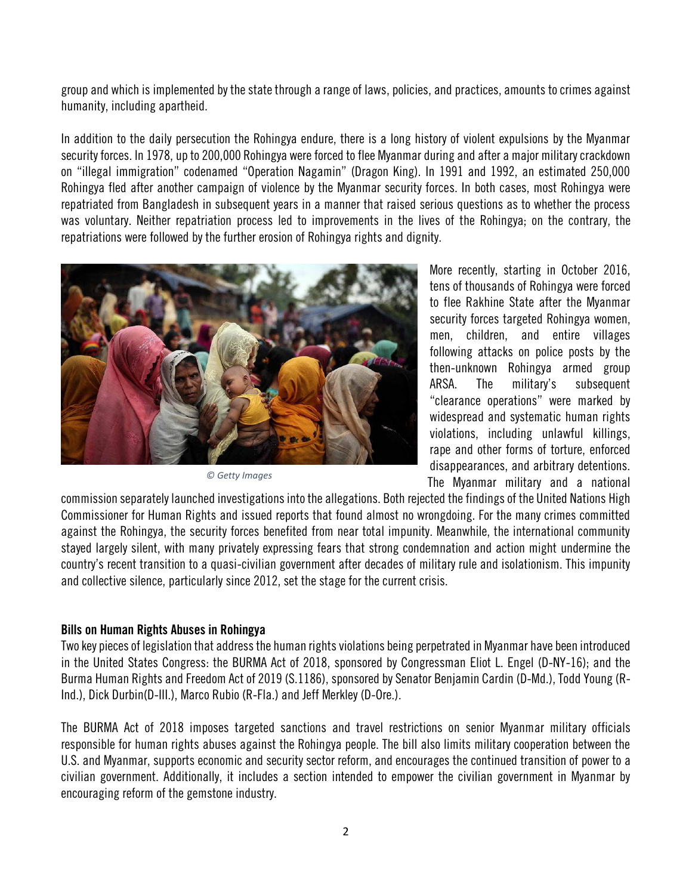group and which is implemented by the state through a range of laws, policies, and practices, amounts to crimes against humanity, including apartheid.

In addition to the daily persecution the Rohingya endure, there is a long history of violent expulsions by the Myanmar security forces. In 1978, up to 200,000 Rohingya were forced to flee Myanmar during and after a major military crackdown on "illegal immigration" codenamed "Operation Nagamin" (Dragon King). In 1991 and 1992, an estimated 250,000 Rohingya fled after another campaign of violence by the Myanmar security forces. In both cases, most Rohingya were repatriated from Bangladesh in subsequent years in a manner that raised serious questions as to whether the process was voluntary. Neither repatriation process led to improvements in the lives of the Rohingya; on the contrary, the repatriations were followed by the further erosion of Rohingya rights and dignity.

© Getty Images

More recently, starting in October 2016, tens of thousands of Rohingya were forced to flee Rakhine State after the Myanmar security forces targeted Rohingya women, men, children, and entire villages following attacks on police posts by the then-unknown Rohingya armed group ARSA. The military's subsequent "clearance operations" were marked by widespread and systematic human rights violations, including unlawful killings, rape and other forms of torture, enforced disappearances, and arbitrary detentions. The Myanmar military and a national commission separately launched investigations into the allegations. Both rejected the findings of the United Nations High Commissioner for Human Rights and issued reports that found almost no wrongdoing. For the many crimes committed against the Rohingya, the security forces benefited from near total impunity. Meanwhile, the international community stayed largely silent, with many privately expressing fears that strong condemnation and action might undermine the country's recent transition to a quasi-civilian government after decades of military rule and isolationism. This impunity and collective silence, particularly since 2012, set the stage for the current crisis.

**Bills on Human Rights Abuses in Rohingya**

Two key pieces of legislation that address the human rights violations being perpetrated in Myanmar have been introduced in the United States Congress: the BURMA Act of 2018, sponsored by Congressman Eliot L. Engel (D-NY-16); and the Burma Human Rights and Freedom Act of 2019 (S.1186), sponsored by Senator Benjamin Cardin (D-Md.), Todd Young (R-Ind.), Dick Durbin(D-Ill.), Marco Rubio (R-Fla.) and Jeff Merkley (D-Ore.).

The BURMA Act of 2018 imposes targeted sanctions and travel restrictions on senior Myanmar military officials responsible for human rights abuses against the Rohingya people. The bill also limits military cooperation between the U.S. and Myanmar, supports economic and security sector reform, and encourages the continued transition of power to a civilian government. Additionally, it includes a section intended to empower the civilian government in Myanmar by encouraging reform of the gemstone industry.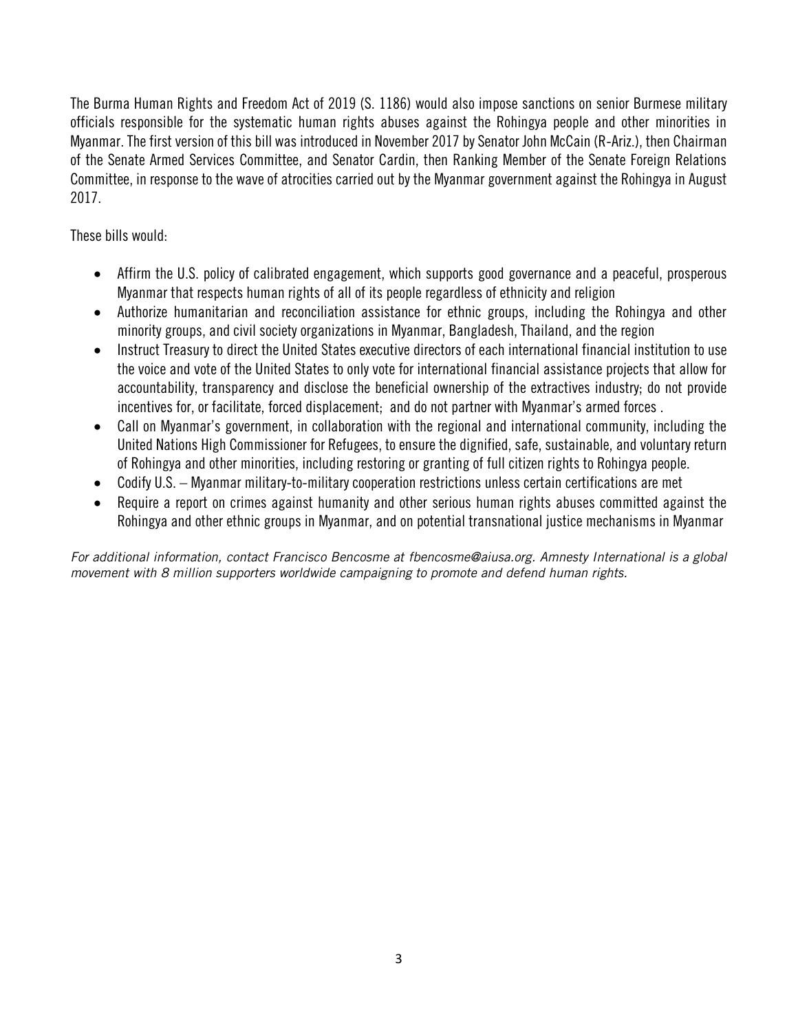The Burma Human Rights and Freedom Act of 2019 (S. 1186) would also impose sanctions on senior Burmese military officials responsible for the systematic human rights abuses against the Rohingya people and other minorities in Myanmar. The first version of this bill was introduced in November 2017 by Senator John McCain (R-Ariz.), then Chairman of the Senate Armed Services Committee, and Senator Cardin, then Ranking Member of the Senate Foreign Relations Committee, in response to the wave of atrocities carried out by the Myanmar government against the Rohingya in August 2017.

These bills would:

- Affirm the U.S. policy of calibrated engagement, which supports good governance and a peaceful, prosperous Myanmar that respects human rights of all of its people regardless of ethnicity and religion
- Authorize humanitarian and reconciliation assistance for ethnic groups, including the Rohingya and other minority groups, and civil society organizations in Myanmar, Bangladesh, Thailand, and the region
- Instruct Treasury to direct the United States executive directors of each international financial institution to use the voice and vote of the United States to only vote for international financial assistance projects that allow for accountability, transparency and disclose the beneficial ownership of the extractives industry; do not provide incentives for, or facilitate, forced displacement; and do not partner with Myanmar's armed forces .
- Call on Myanmar's government, in collaboration with the regional and international community, including the United Nations High Commissioner for Refugees, to ensure the dignified, safe, sustainable, and voluntary return of Rohingya and other minorities, including restoring or granting of full citizen rights to Rohingya people.
- Codify U.S. – Myanmar military-to-military cooperation restrictions unless certain certifications are met
- Require a report on crimes against humanity and other serious human rights abuses committed against the Rohingya and other ethnic groups in Myanmar, and on potential transnational justice mechanisms in Myanmar

*For additional information, contact Francisco Bencosme at fbencosme@aiusa.org. Amnesty International is a global movement with 8 million supporters worldwide campaigning to promote and defend human rights.*